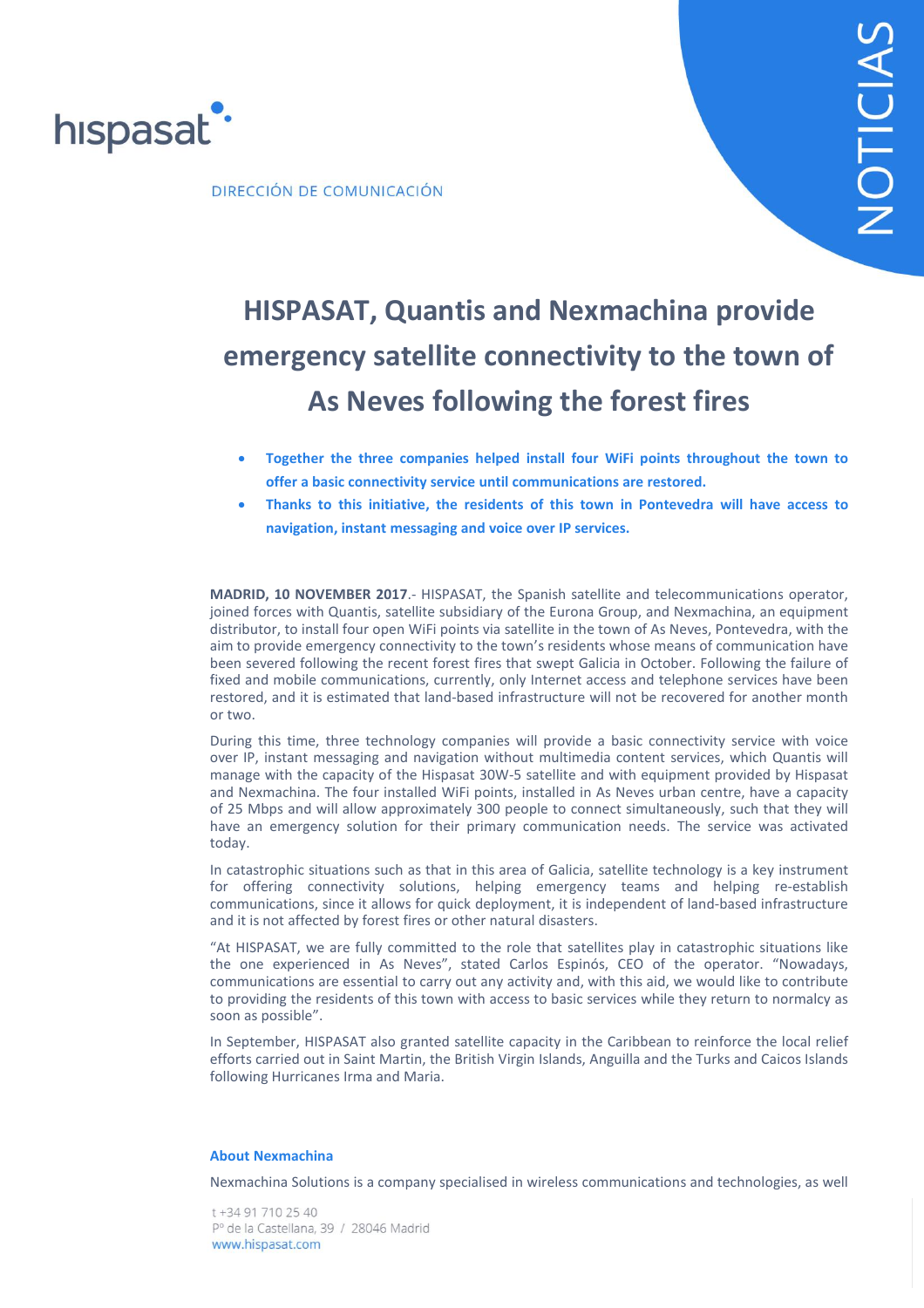hispasat

DIRECCIÓN DE COMUNICACIÓN

NOTICIAS

# HISPASAT, Quantis and Nexmachina provide emergency satellite connectivity to the town of As Neves following the forest fires

- **Together the three companies helped install four WiFi points throughout the town to offer a basic connectivity service until communications are restored.**
- **Thanks to this initiative, the residents of this town in Pontevedra will have access to navigation, instant messaging and voice over IP services.**

**MADRID, 10 NOVEMBER 2017**.- HISPASAT, the Spanish satellite and telecommunications operator, joined forces with Quantis, satellite subsidiary of the Eurona Group, and Nexmachina, an equipment distributor, to install four open WiFi points via satellite in the town of As Neves, Pontevedra, with the aim to provide emergency connectivity to the town's residents whose means of communication have been severed following the recent forest fires that swept Galicia in October. Following the failure of fixed and mobile communications, currently, only Internet access and telephone services have been restored, and it is estimated that land-based infrastructure will not be recovered for another month or two.

During this time, three technology companies will provide a basic connectivity service with voice over IP, instant messaging and navigation without multimedia content services, which Quantis will manage with the capacity of the Hispasat 30W-5 satellite and with equipment provided by Hispasat and Nexmachina. The four installed WiFi points, installed in As Neves urban centre, have a capacity of 25 Mbps and will allow approximately 300 people to connect simultaneously, such that they will have an emergency solution for their primary communication needs. The service was activated today.

In catastrophic situations such as that in this area of Galicia, satellite technology is a key instrument for offering connectivity solutions, helping emergency teams and helping re-establish communications, since it allows for quick deployment, it is independent of land-based infrastructure and it is not affected by forest fires or other natural disasters.

"At HISPASAT, we are fully committed to the role that satellites play in catastrophic situations like the one experienced in As Neves", stated Carlos Espinós, CEO of the operator. "Nowadays, communications are essential to carry out any activity and, with this aid, we would like to contribute to providing the residents of this town with access to basic services while they return to normalcy as soon as possible".

In September, HISPASAT also granted satellite capacity in the Caribbean to reinforce the local relief efforts carried out in Saint Martin, the British Virgin Islands, Anguilla and the Turks and Caicos Islands following Hurricanes Irma and Maria.

**About Nexmachina**

Nexmachina Solutions is a company specialised in wireless communications and technologies, as well

t +34 91 710 25 40
Pº de la Castellana, 39 / 28046 Madrid
www.hispasat.com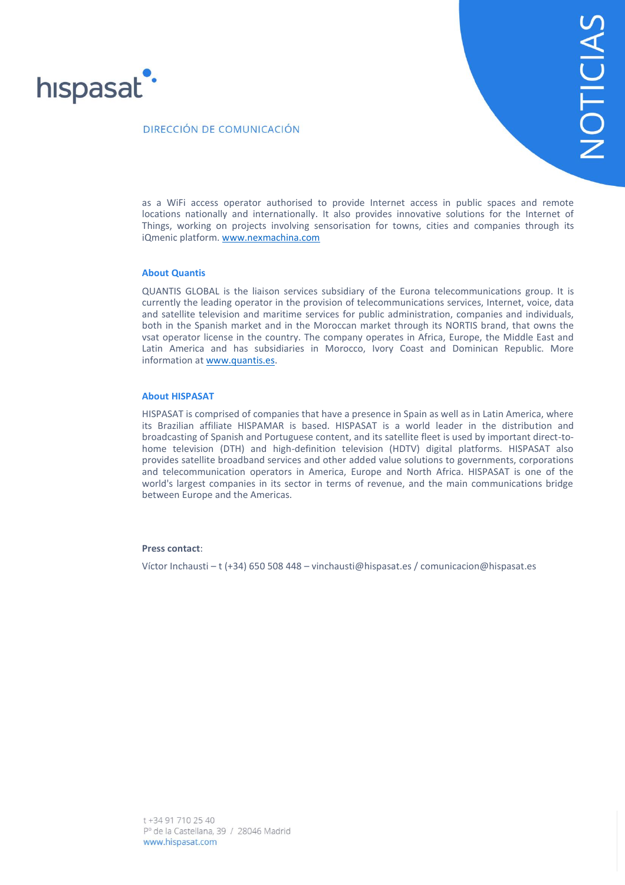as a WiFi access operator authorised to provide Internet access in public spaces and remote locations nationally and internationally. It also provides innovative solutions for the Internet of Things, working on projects involving sensorisation for towns, cities and companies through its iQmenic platform. www.nexmachina.com

### About Quantis

QUANTIS GLOBAL is the liaison services subsidiary of the Eurona telecommunications group. It is currently the leading operator in the provision of telecommunications services, Internet, voice, data and satellite television and maritime services for public administration, companies and individuals, both in the Spanish market and in the Moroccan market through its NORTIS brand, that owns the vsat operator license in the country. The company operates in Africa, Europe, the Middle East and Latin America and has subsidiaries in Morocco, Ivory Coast and Dominican Republic. More information at www.quantis.es.

### About HISPASAT

HISPASAT is comprised of companies that have a presence in Spain as well as in Latin America, where its Brazilian affiliate HISPAMAR is based. HISPASAT is a world leader in the distribution and broadcasting of Spanish and Portuguese content, and its satellite fleet is used by important direct-to-home television (DTH) and high-definition television (HDTV) digital platforms. HISPASAT also provides satellite broadband services and other added value solutions to governments, corporations and telecommunication operators in America, Europe and North Africa. HISPASAT is one of the world's largest companies in its sector in terms of revenue, and the main communications bridge between Europe and the Americas.

**Press contact**:

Víctor Inchausti – t (+34) 650 508 448 – vinchausti@hispasat.es / comunicacion@hispasat.es